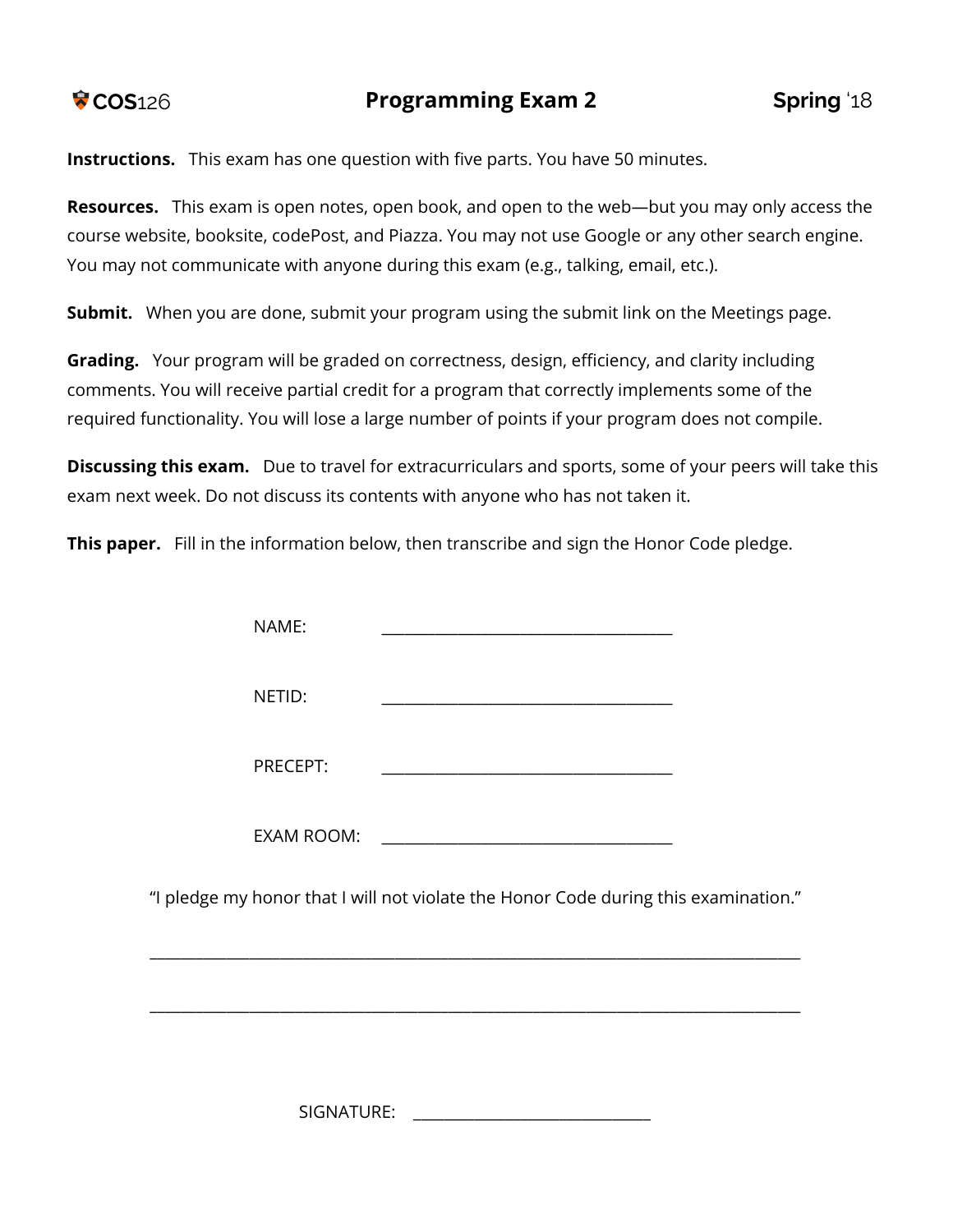COS126 | Programming Exam 2 | Spring '18

**Instructions.** This exam has one question with five parts. You have 50 minutes.

**Resources.** This exam is open notes, open book, and open to the web—but you may only access the course website, booksite, codePost, and Piazza. You may not use Google or any other search engine. You may not communicate with anyone during this exam (e.g., talking, email, etc.).

**Submit.** When you are done, submit your program using the submit link on the Meetings page.

**Grading.** Your program will be graded on correctness, design, efficiency, and clarity including comments. You will receive partial credit for a program that correctly implements some of the required functionality. You will lose a large number of points if your program does not compile.

**Discussing this exam.** Due to travel for extracurriculars and sports, some of your peers will take this exam next week. Do not discuss its contents with anyone who has not taken it.

**This paper.** Fill in the information below, then transcribe and sign the Honor Code pledge.

NAME: ____________________________________

NETID: ____________________________________

PRECEPT: ____________________________________

EXAM ROOM: ____________________________________

"I pledge my honor that I will not violate the Honor Code during this examination."

________________________________________________________________________________

________________________________________________________________________________

SIGNATURE: ______________________________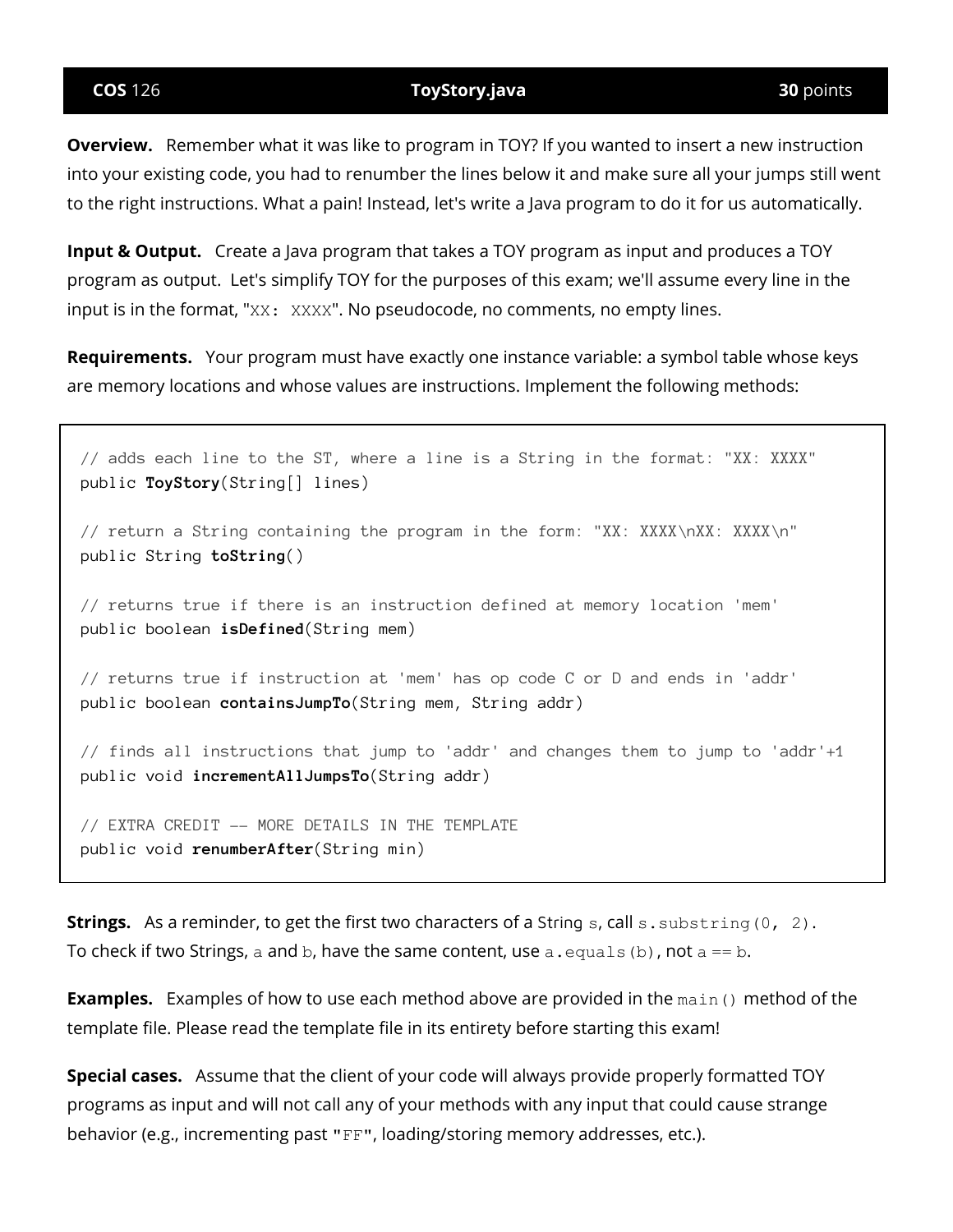**COS** 126 **ToyStory.java** **30** points

**Overview.** Remember what it was like to program in TOY? If you wanted to insert a new instruction into your existing code, you had to renumber the lines below it and make sure all your jumps still went to the right instructions. What a pain! Instead, let's write a Java program to do it for us automatically.

**Input & Output.** Create a Java program that takes a TOY program as input and produces a TOY program as output. Let's simplify TOY for the purposes of this exam; we'll assume every line in the input is in the format, "`XX: XXXX`". No pseudocode, no comments, no empty lines.

**Requirements.** Your program must have exactly one instance variable: a symbol table whose keys are memory locations and whose values are instructions. Implement the following methods:

```
// adds each line to the ST, where a line is a String in the format: "XX: XXXX"
public ToyStory(String[] lines)

// return a String containing the program in the form: "XX: XXXX\nXX: XXXX\n"
public String toString()

// returns true if there is an instruction defined at memory location 'mem'
public boolean isDefined(String mem)

// returns true if instruction at 'mem' has op code C or D and ends in 'addr'
public boolean containsJumpTo(String mem, String addr)

// finds all instructions that jump to 'addr' and changes them to jump to 'addr'+1
public void incrementAllJumpsTo(String addr)

// EXTRA CREDIT -- MORE DETAILS IN THE TEMPLATE
public void renumberAfter(String min)
```

**Strings.** As a reminder, to get the first two characters of a String `s`, call `s.substring(0, 2)`. To check if two Strings, `a` and `b`, have the same content, use `a.equals(b)`, not `a == b`.

**Examples.** Examples of how to use each method above are provided in the `main()` method of the template file. Please read the template file in its entirety before starting this exam!

**Special cases.** Assume that the client of your code will always provide properly formatted TOY programs as input and will not call any of your methods with any input that could cause strange behavior (e.g., incrementing past `"FF"`, loading/storing memory addresses, etc.).